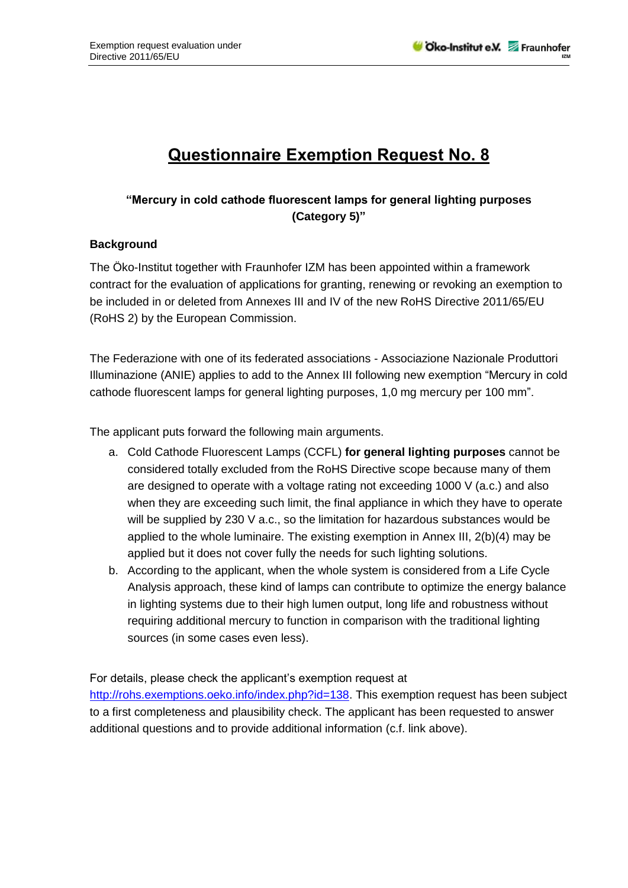# Questionnaire Exemption Request No. 8

**"Mercury in cold cathode fluorescent lamps for general lighting purposes (Category 5)"**

**Background**

The Öko-Institut together with Fraunhofer IZM has been appointed within a framework contract for the evaluation of applications for granting, renewing or revoking an exemption to be included in or deleted from Annexes III and IV of the new RoHS Directive 2011/65/EU (RoHS 2) by the European Commission.

The Federazione with one of its federated associations - Associazione Nazionale Produttori Illuminazione (ANIE) applies to add to the Annex III following new exemption "Mercury in cold cathode fluorescent lamps for general lighting purposes, 1,0 mg mercury per 100 mm".

The applicant puts forward the following main arguments.

a. Cold Cathode Fluorescent Lamps (CCFL) **for general lighting purposes** cannot be considered totally excluded from the RoHS Directive scope because many of them are designed to operate with a voltage rating not exceeding 1000 V (a.c.) and also when they are exceeding such limit, the final appliance in which they have to operate will be supplied by 230 V a.c., so the limitation for hazardous substances would be applied to the whole luminaire. The existing exemption in Annex III, 2(b)(4) may be applied but it does not cover fully the needs for such lighting solutions.
b. According to the applicant, when the whole system is considered from a Life Cycle Analysis approach, these kind of lamps can contribute to optimize the energy balance in lighting systems due to their high lumen output, long life and robustness without requiring additional mercury to function in comparison with the traditional lighting sources (in some cases even less).

For details, please check the applicant's exemption request at http://rohs.exemptions.oeko.info/index.php?id=138. This exemption request has been subject to a first completeness and plausibility check. The applicant has been requested to answer additional questions and to provide additional information (c.f. link above).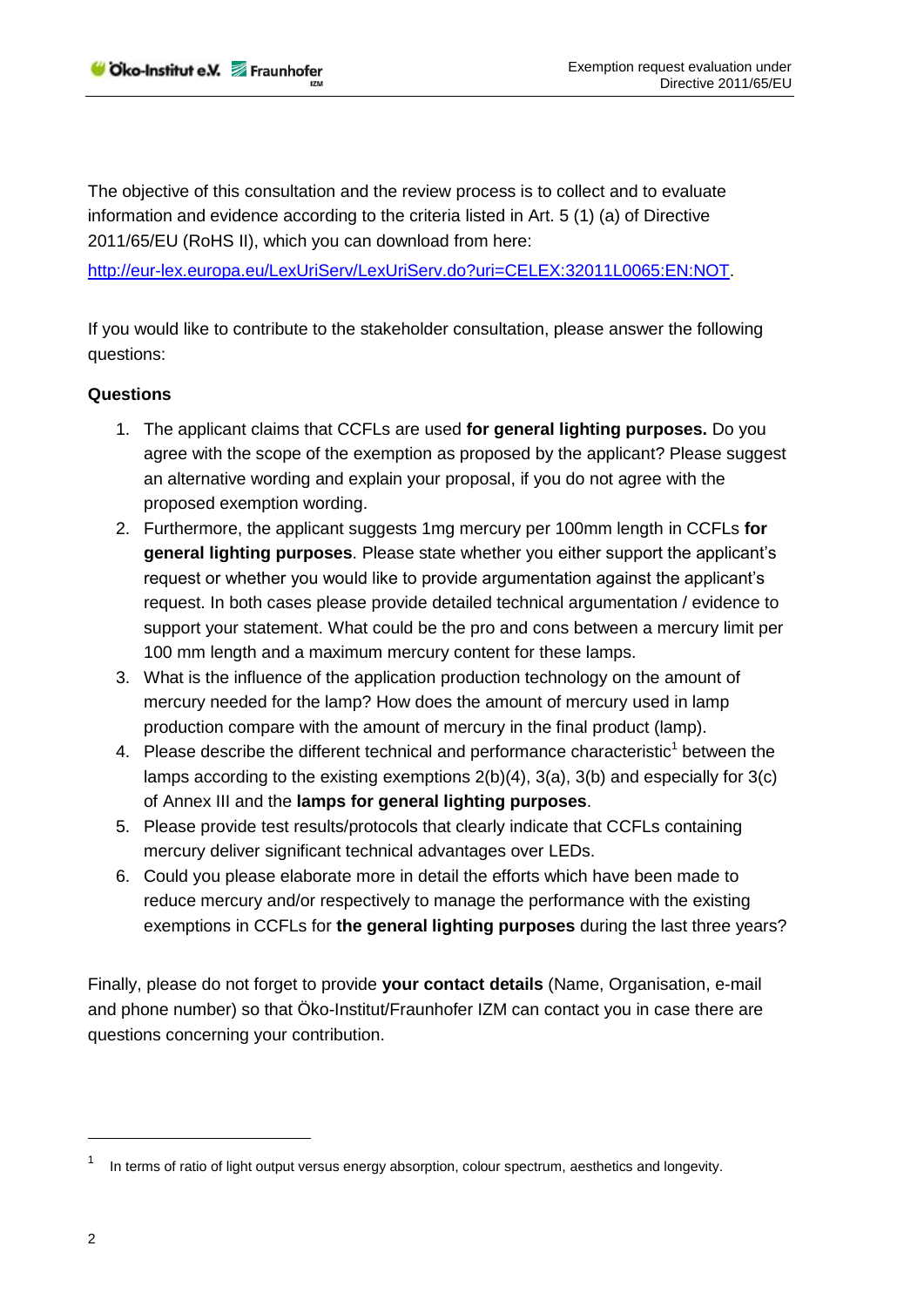The objective of this consultation and the review process is to collect and to evaluate information and evidence according to the criteria listed in Art. 5 (1) (a) of Directive 2011/65/EU (RoHS II), which you can download from here:

http://eur-lex.europa.eu/LexUriServ/LexUriServ.do?uri=CELEX:32011L0065:EN:NOT.

If you would like to contribute to the stakeholder consultation, please answer the following questions:

**Questions**

1. The applicant claims that CCFLs are used **for general lighting purposes.** Do you agree with the scope of the exemption as proposed by the applicant? Please suggest an alternative wording and explain your proposal, if you do not agree with the proposed exemption wording.
2. Furthermore, the applicant suggests 1mg mercury per 100mm length in CCFLs **for general lighting purposes**. Please state whether you either support the applicant's request or whether you would like to provide argumentation against the applicant's request. In both cases please provide detailed technical argumentation / evidence to support your statement. What could be the pro and cons between a mercury limit per 100 mm length and a maximum mercury content for these lamps.
3. What is the influence of the application production technology on the amount of mercury needed for the lamp? How does the amount of mercury used in lamp production compare with the amount of mercury in the final product (lamp).
4. Please describe the different technical and performance characteristic[1] between the lamps according to the existing exemptions 2(b)(4), 3(a), 3(b) and especially for 3(c) of Annex III and the **lamps for general lighting purposes**.
5. Please provide test results/protocols that clearly indicate that CCFLs containing mercury deliver significant technical advantages over LEDs.
6. Could you please elaborate more in detail the efforts which have been made to reduce mercury and/or respectively to manage the performance with the existing exemptions in CCFLs for **the general lighting purposes** during the last three years?

Finally, please do not forget to provide **your contact details** (Name, Organisation, e-mail and phone number) so that Öko-Institut/Fraunhofer IZM can contact you in case there are questions concerning your contribution.

[1] In terms of ratio of light output versus energy absorption, colour spectrum, aesthetics and longevity.